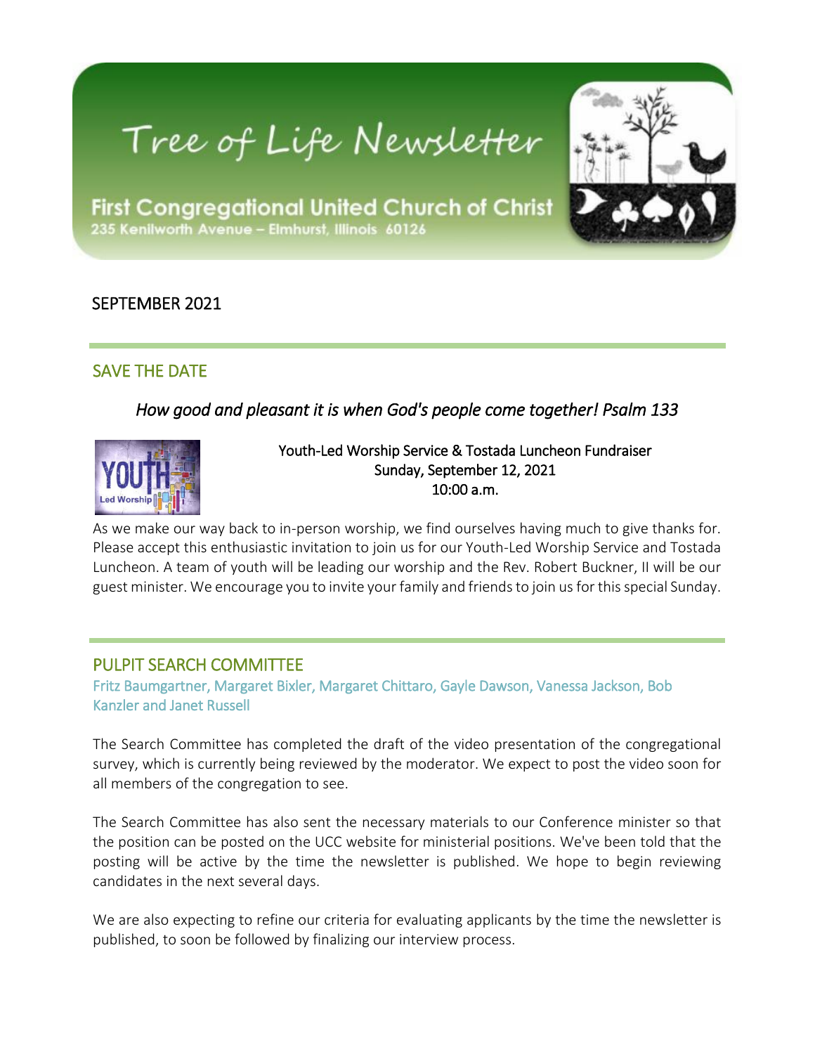# Tree of Life Newsletter

**First Congregational United Church of Christ**
235 Kenilworth Avenue – Elmhurst, Illinois 60126

SEPTEMBER 2021

## SAVE THE DATE

*How good and pleasant it is when God's people come together! Psalm 133*

Youth-Led Worship Service & Tostada Luncheon Fundraiser
Sunday, September 12, 2021
10:00 a.m.

As we make our way back to in-person worship, we find ourselves having much to give thanks for. Please accept this enthusiastic invitation to join us for our Youth-Led Worship Service and Tostada Luncheon. A team of youth will be leading our worship and the Rev. Robert Buckner, II will be our guest minister. We encourage you to invite your family and friends to join us for this special Sunday.

## PULPIT SEARCH COMMITTEE

Fritz Baumgartner, Margaret Bixler, Margaret Chittaro, Gayle Dawson, Vanessa Jackson, Bob Kanzler and Janet Russell

The Search Committee has completed the draft of the video presentation of the congregational survey, which is currently being reviewed by the moderator. We expect to post the video soon for all members of the congregation to see.

The Search Committee has also sent the necessary materials to our Conference minister so that the position can be posted on the UCC website for ministerial positions. We've been told that the posting will be active by the time the newsletter is published. We hope to begin reviewing candidates in the next several days.

We are also expecting to refine our criteria for evaluating applicants by the time the newsletter is published, to soon be followed by finalizing our interview process.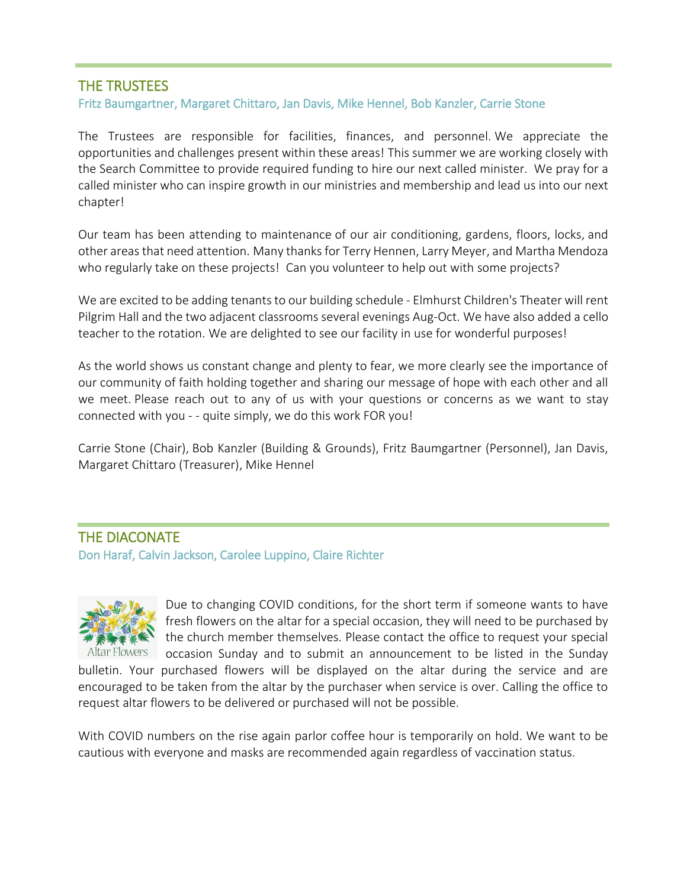## THE TRUSTEES

Fritz Baumgartner, Margaret Chittaro, Jan Davis, Mike Hennel, Bob Kanzler, Carrie Stone

The Trustees are responsible for facilities, finances, and personnel. We appreciate the opportunities and challenges present within these areas! This summer we are working closely with the Search Committee to provide required funding to hire our next called minister. We pray for a called minister who can inspire growth in our ministries and membership and lead us into our next chapter!

Our team has been attending to maintenance of our air conditioning, gardens, floors, locks, and other areas that need attention. Many thanks for Terry Hennen, Larry Meyer, and Martha Mendoza who regularly take on these projects! Can you volunteer to help out with some projects?

We are excited to be adding tenants to our building schedule - Elmhurst Children's Theater will rent Pilgrim Hall and the two adjacent classrooms several evenings Aug-Oct. We have also added a cello teacher to the rotation. We are delighted to see our facility in use for wonderful purposes!

As the world shows us constant change and plenty to fear, we more clearly see the importance of our community of faith holding together and sharing our message of hope with each other and all we meet. Please reach out to any of us with your questions or concerns as we want to stay connected with you - - quite simply, we do this work FOR you!

Carrie Stone (Chair), Bob Kanzler (Building & Grounds), Fritz Baumgartner (Personnel), Jan Davis, Margaret Chittaro (Treasurer), Mike Hennel

## THE DIACONATE

Don Haraf, Calvin Jackson, Carolee Luppino, Claire Richter

Altar Flowers

Due to changing COVID conditions, for the short term if someone wants to have fresh flowers on the altar for a special occasion, they will need to be purchased by the church member themselves. Please contact the office to request your special occasion Sunday and to submit an announcement to be listed in the Sunday bulletin. Your purchased flowers will be displayed on the altar during the service and are encouraged to be taken from the altar by the purchaser when service is over. Calling the office to request altar flowers to be delivered or purchased will not be possible.

With COVID numbers on the rise again parlor coffee hour is temporarily on hold. We want to be cautious with everyone and masks are recommended again regardless of vaccination status.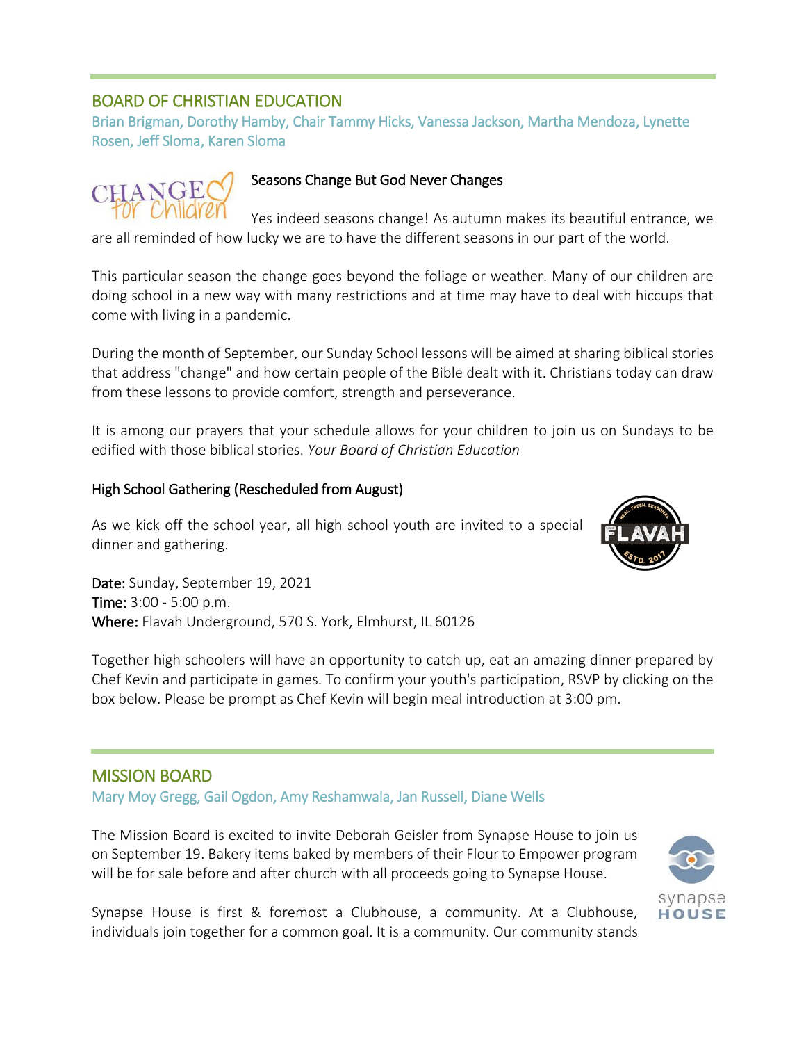## BOARD OF CHRISTIAN EDUCATION

Brian Brigman, Dorothy Hamby, Chair Tammy Hicks, Vanessa Jackson, Martha Mendoza, Lynette Rosen, Jeff Sloma, Karen Sloma

### Seasons Change But God Never Changes

Yes indeed seasons change! As autumn makes its beautiful entrance, we are all reminded of how lucky we are to have the different seasons in our part of the world.

This particular season the change goes beyond the foliage or weather. Many of our children are doing school in a new way with many restrictions and at time may have to deal with hiccups that come with living in a pandemic.

During the month of September, our Sunday School lessons will be aimed at sharing biblical stories that address "change" and how certain people of the Bible dealt with it. Christians today can draw from these lessons to provide comfort, strength and perseverance.

It is among our prayers that your schedule allows for your children to join us on Sundays to be edified with those biblical stories. *Your Board of Christian Education*

### High School Gathering (Rescheduled from August)

As we kick off the school year, all high school youth are invited to a special dinner and gathering.

**Date:** Sunday, September 19, 2021
**Time:** 3:00 - 5:00 p.m.
**Where:** Flavah Underground, 570 S. York, Elmhurst, IL 60126

Together high schoolers will have an opportunity to catch up, eat an amazing dinner prepared by Chef Kevin and participate in games. To confirm your youth's participation, RSVP by clicking on the box below. Please be prompt as Chef Kevin will begin meal introduction at 3:00 pm.

## MISSION BOARD

Mary Moy Gregg, Gail Ogdon, Amy Reshamwala, Jan Russell, Diane Wells

The Mission Board is excited to invite Deborah Geisler from Synapse House to join us on September 19. Bakery items baked by members of their Flour to Empower program will be for sale before and after church with all proceeds going to Synapse House.

Synapse House is first & foremost a Clubhouse, a community. At a Clubhouse, individuals join together for a common goal. It is a community. Our community stands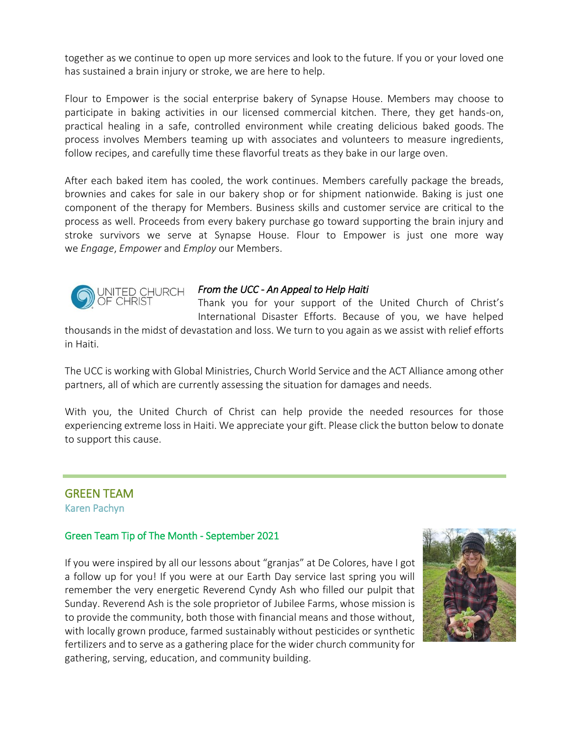together as we continue to open up more services and look to the future. If you or your loved one has sustained a brain injury or stroke, we are here to help.

Flour to Empower is the social enterprise bakery of Synapse House. Members may choose to participate in baking activities in our licensed commercial kitchen. There, they get hands-on, practical healing in a safe, controlled environment while creating delicious baked goods. The process involves Members teaming up with associates and volunteers to measure ingredients, follow recipes, and carefully time these flavorful treats as they bake in our large oven.

After each baked item has cooled, the work continues. Members carefully package the breads, brownies and cakes for sale in our bakery shop or for shipment nationwide. Baking is just one component of the therapy for Members. Business skills and customer service are critical to the process as well. Proceeds from every bakery purchase go toward supporting the brain injury and stroke survivors we serve at Synapse House. Flour to Empower is just one more way we *Engage*, *Empower* and *Employ* our Members.

*From the UCC - An Appeal to Help Haiti*

Thank you for your support of the United Church of Christ's International Disaster Efforts. Because of you, we have helped thousands in the midst of devastation and loss. We turn to you again as we assist with relief efforts in Haiti.

The UCC is working with Global Ministries, Church World Service and the ACT Alliance among other partners, all of which are currently assessing the situation for damages and needs.

With you, the United Church of Christ can help provide the needed resources for those experiencing extreme loss in Haiti. We appreciate your gift. Please click the button below to donate to support this cause.

---

## GREEN TEAM

Karen Pachyn

### Green Team Tip of The Month - September 2021

If you were inspired by all our lessons about "granjas" at De Colores, have I got a follow up for you! If you were at our Earth Day service last spring you will remember the very energetic Reverend Cyndy Ash who filled our pulpit that Sunday. Reverend Ash is the sole proprietor of Jubilee Farms, whose mission is to provide the community, both those with financial means and those without, with locally grown produce, farmed sustainably without pesticides or synthetic fertilizers and to serve as a gathering place for the wider church community for gathering, serving, education, and community building.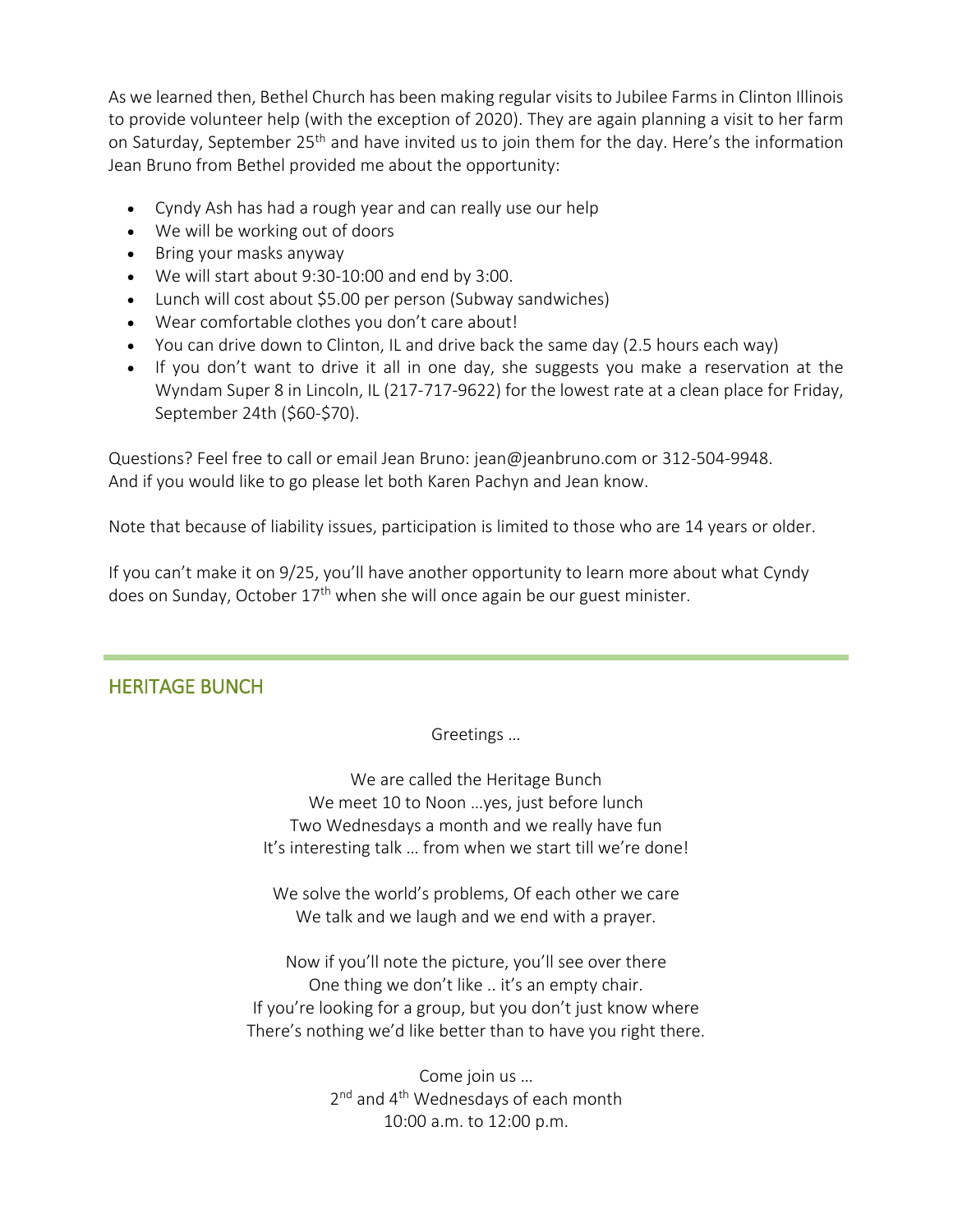As we learned then, Bethel Church has been making regular visits to Jubilee Farms in Clinton Illinois to provide volunteer help (with the exception of 2020). They are again planning a visit to her farm on Saturday, September 25th and have invited us to join them for the day. Here's the information Jean Bruno from Bethel provided me about the opportunity:

- Cyndy Ash has had a rough year and can really use our help
- We will be working out of doors
- Bring your masks anyway
- We will start about 9:30-10:00 and end by 3:00.
- Lunch will cost about $5.00 per person (Subway sandwiches)
- Wear comfortable clothes you don't care about!
- You can drive down to Clinton, IL and drive back the same day (2.5 hours each way)
- If you don't want to drive it all in one day, she suggests you make a reservation at the Wyndam Super 8 in Lincoln, IL (217-717-9622) for the lowest rate at a clean place for Friday, September 24th ($60-$70).

Questions? Feel free to call or email Jean Bruno: jean@jeanbruno.com or 312-504-9948.
And if you would like to go please let both Karen Pachyn and Jean know.

Note that because of liability issues, participation is limited to those who are 14 years or older.

If you can't make it on 9/25, you'll have another opportunity to learn more about what Cyndy does on Sunday, October 17th when she will once again be our guest minister.

---

## HERITAGE BUNCH

Greetings …

We are called the Heritage Bunch
We meet 10 to Noon …yes, just before lunch
Two Wednesdays a month and we really have fun
It's interesting talk … from when we start till we're done!

We solve the world's problems, Of each other we care
We talk and we laugh and we end with a prayer.

Now if you'll note the picture, you'll see over there
One thing we don't like .. it's an empty chair.
If you're looking for a group, but you don't just know where
There's nothing we'd like better than to have you right there.

Come join us …
2nd and 4th Wednesdays of each month
10:00 a.m. to 12:00 p.m.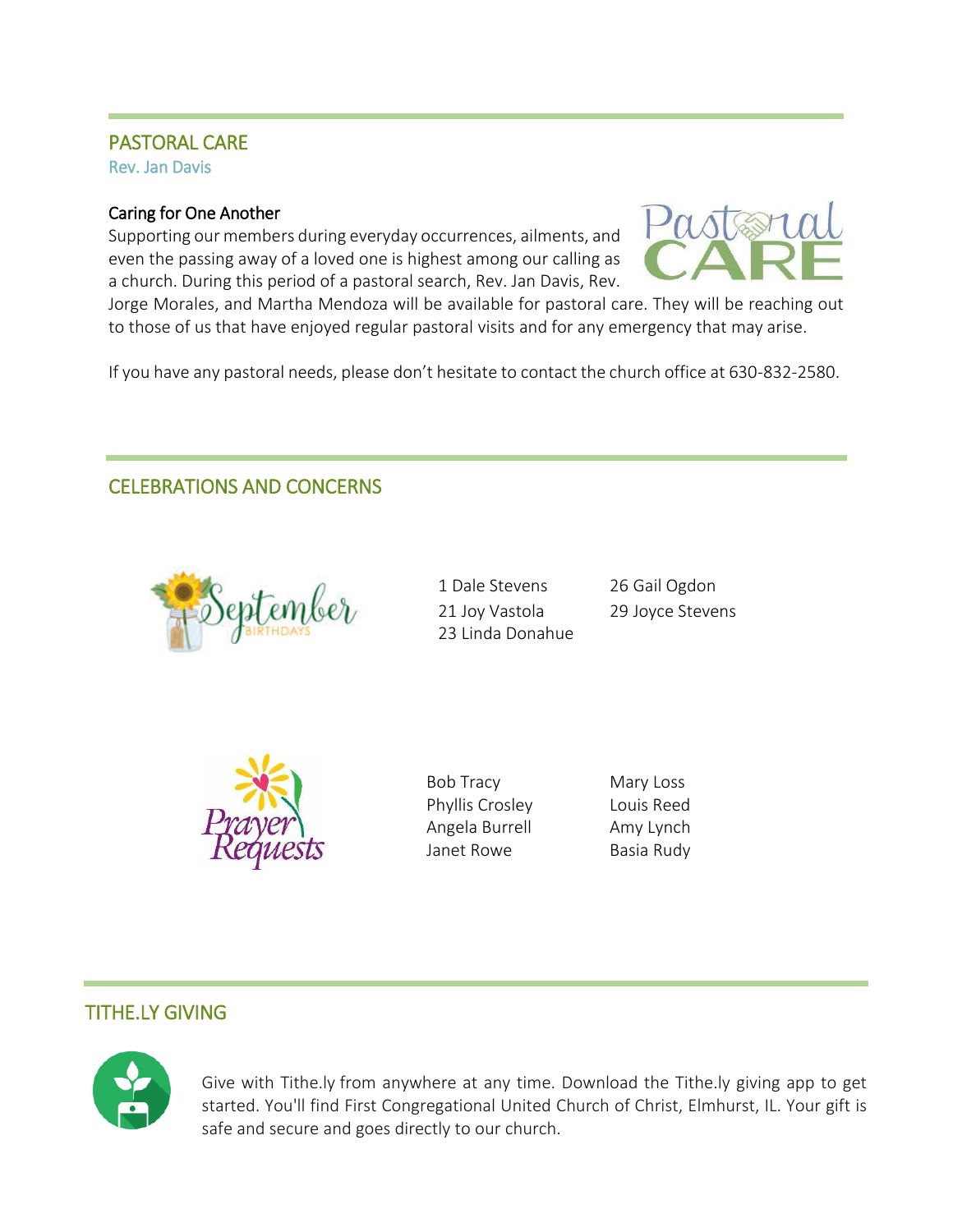## PASTORAL CARE

Rev. Jan Davis

### Caring for One Another

Supporting our members during everyday occurrences, ailments, and even the passing away of a loved one is highest among our calling as a church. During this period of a pastoral search, Rev. Jan Davis, Rev. Jorge Morales, and Martha Mendoza will be available for pastoral care. They will be reaching out to those of us that have enjoyed regular pastoral visits and for any emergency that may arise.

If you have any pastoral needs, please don't hesitate to contact the church office at 630-832-2580.

## CELEBRATIONS AND CONCERNS

September Birthdays

1 Dale Stevens
21 Joy Vastola
23 Linda Donahue
26 Gail Ogdon
29 Joyce Stevens

Prayer Requests

Bob Tracy
Phyllis Crosley
Angela Burrell
Janet Rowe
Mary Loss
Louis Reed
Amy Lynch
Basia Rudy

## TITHE.LY GIVING

Give with Tithe.ly from anywhere at any time. Download the Tithe.ly giving app to get started. You'll find First Congregational United Church of Christ, Elmhurst, IL. Your gift is safe and secure and goes directly to our church.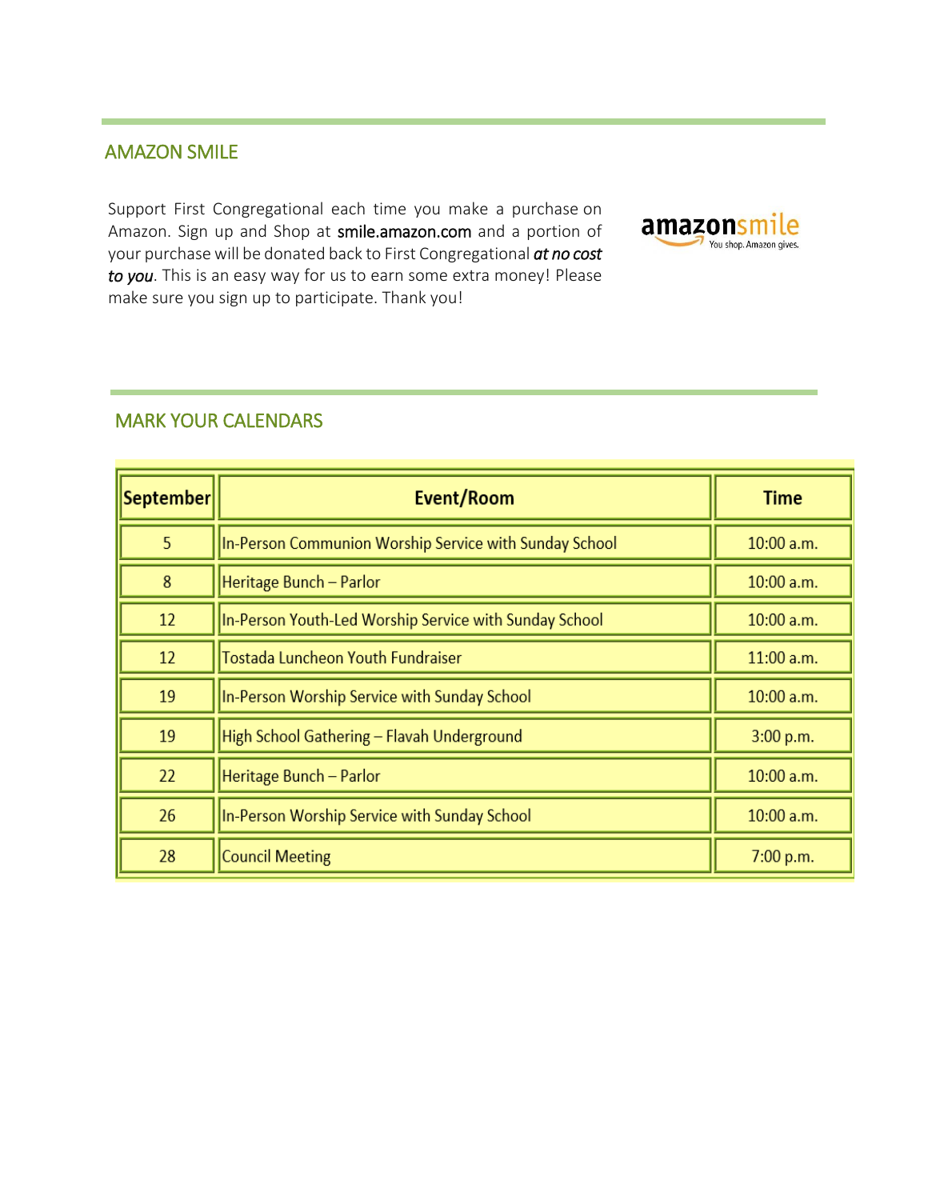## AMAZON SMILE

Support First Congregational each time you make a purchase on Amazon. Sign up and Shop at smile.amazon.com and a portion of your purchase will be donated back to First Congregational ***at no cost to you***. This is an easy way for us to earn some extra money! Please make sure you sign up to participate. Thank you!

## MARK YOUR CALENDARS

| September | Event/Room | Time |
|---|---|---|
| 5 | In-Person Communion Worship Service with Sunday School | 10:00 a.m. |
| 8 | Heritage Bunch – Parlor | 10:00 a.m. |
| 12 | In-Person Youth-Led Worship Service with Sunday School | 10:00 a.m. |
| 12 | Tostada Luncheon Youth Fundraiser | 11:00 a.m. |
| 19 | In-Person Worship Service with Sunday School | 10:00 a.m. |
| 19 | High School Gathering – Flavah Underground | 3:00 p.m. |
| 22 | Heritage Bunch – Parlor | 10:00 a.m. |
| 26 | In-Person Worship Service with Sunday School | 10:00 a.m. |
| 28 | Council Meeting | 7:00 p.m. |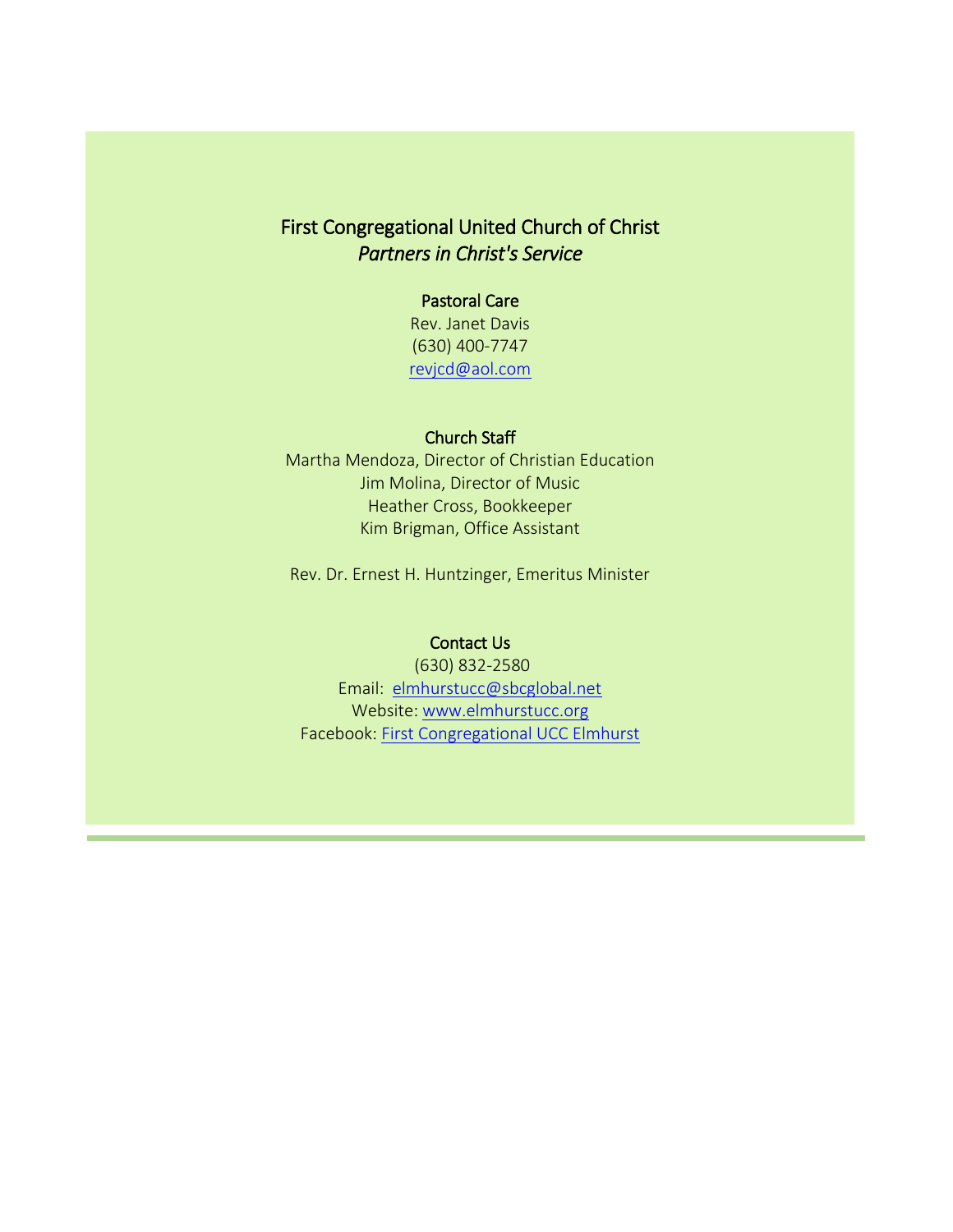## First Congregational United Church of Christ

*Partners in Christ's Service*

### Pastoral Care

Rev. Janet Davis
(630) 400-7747
revjcd@aol.com

### Church Staff

Martha Mendoza, Director of Christian Education
Jim Molina, Director of Music
Heather Cross, Bookkeeper
Kim Brigman, Office Assistant

Rev. Dr. Ernest H. Huntzinger, Emeritus Minister

### Contact Us

(630) 832-2580
Email: elmhurstucc@sbcglobal.net
Website: www.elmhurstucc.org
Facebook: First Congregational UCC Elmhurst